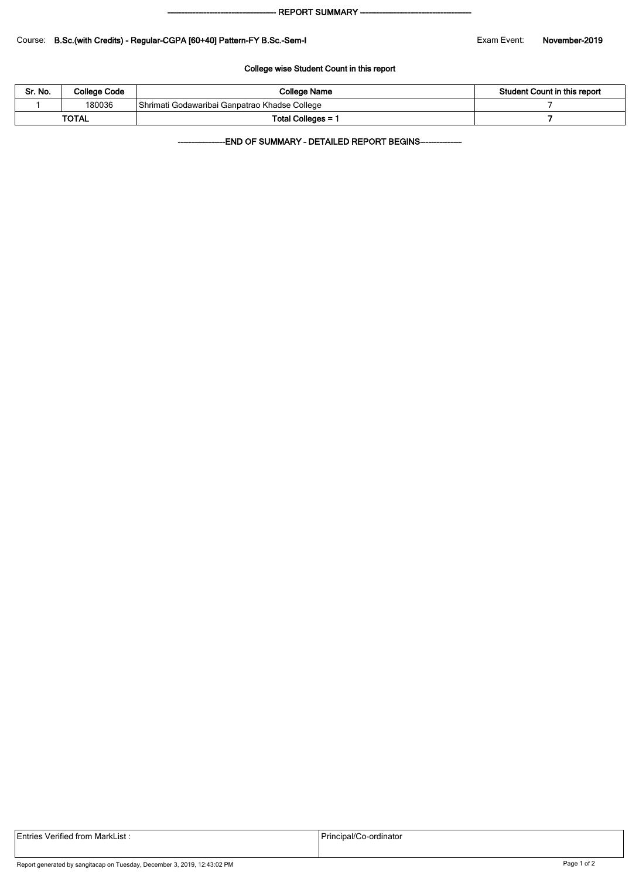---------------------------------------- REPORT SUMMARY ----------------------------------------

Course: **B.Sc.(with Credits) - Regular-CGPA [60+40] Pattern-FY B.Sc.-Sem-I**

Exam Event: **November-2019**

**College wise Student Count in this report**

| Sr. No. | College Code | College Name | Student Count in this report |
|---|---|---|---|
| 1 | 180036 | Shrimati Godawaribai Ganpatrao Khadse College | 7 |
| **TOTAL** | | **Total Colleges = 1** | **7** |

-----------------END OF SUMMARY - DETAILED REPORT BEGINS---------------

| Entries Verified from MarkList : | Principal/Co-ordinator |
|---|---|

Report generated by sangitacap on Tuesday, December 3, 2019, 12:43:02 PM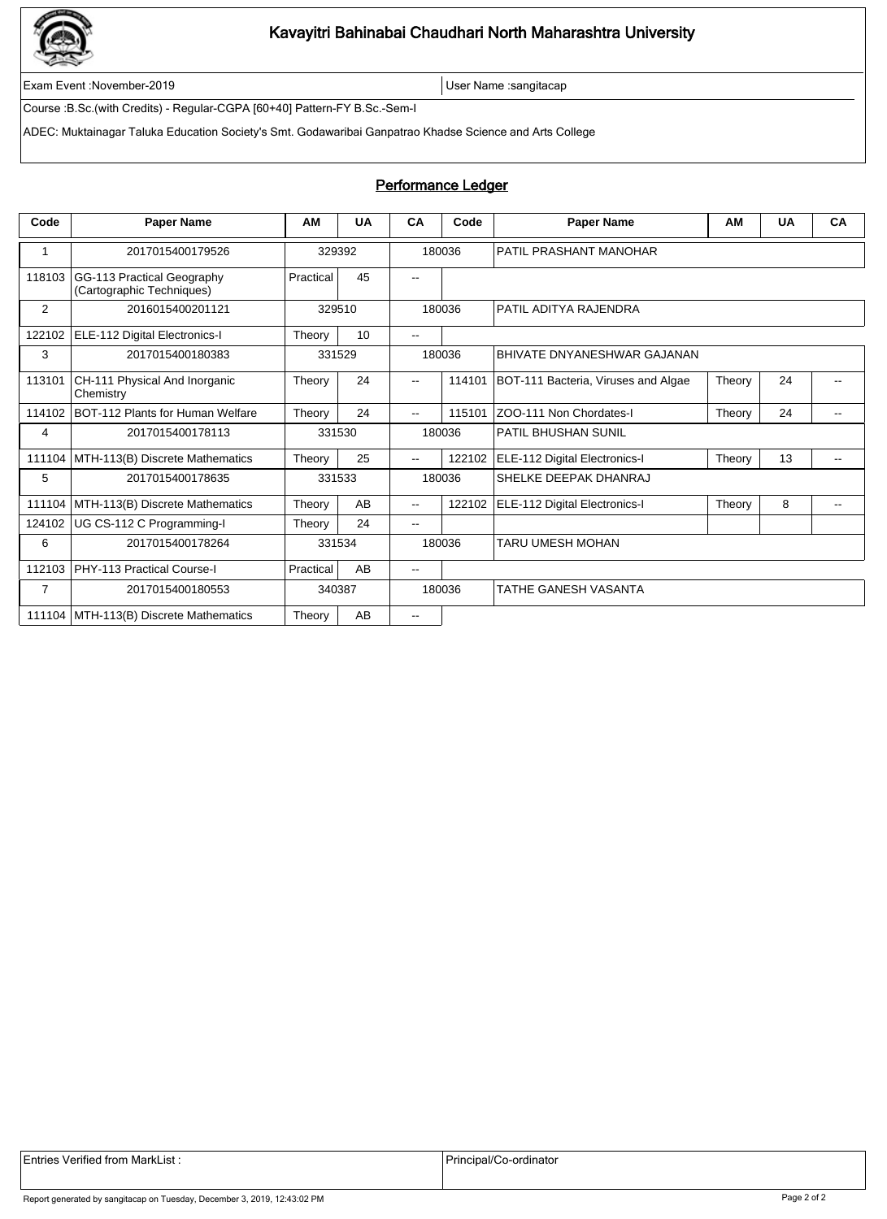# Kavayitri Bahinabai Chaudhari North Maharashtra University

Exam Event :November-2019 | User Name :sangitacap

Course :B.Sc.(with Credits) - Regular-CGPA [60+40] Pattern-FY B.Sc.-Sem-I

ADEC: Muktainagar Taluka Education Society's Smt. Godawaribai Ganpatrao Khadse Science and Arts College

## Performance Ledger

| Code | Paper Name | AM | UA | CA | Code | Paper Name | AM | UA | CA |
|---|---|---|---|---|---|---|---|---|---|
| 1 | 2017015400179526 | 329392 | | 180036 | | PATIL PRASHANT MANOHAR | | | |
| 118103 | GG-113 Practical Geography (Cartographic Techniques) | Practical | 45 | -- | | | | | |
| 2 | 2016015400201121 | 329510 | | 180036 | | PATIL ADITYA RAJENDRA | | | |
| 122102 | ELE-112 Digital Electronics-I | Theory | 10 | -- | | | | | |
| 3 | 2017015400180383 | 331529 | | 180036 | | BHIVATE DNYANESHWAR GAJANAN | | | |
| 113101 | CH-111 Physical And Inorganic Chemistry | Theory | 24 | -- | 114101 | BOT-111 Bacteria, Viruses and Algae | Theory | 24 | -- |
| 114102 | BOT-112 Plants for Human Welfare | Theory | 24 | -- | 115101 | ZOO-111 Non Chordates-I | Theory | 24 | -- |
| 4 | 2017015400178113 | 331530 | | 180036 | | PATIL BHUSHAN SUNIL | | | |
| 111104 | MTH-113(B) Discrete Mathematics | Theory | 25 | -- | 122102 | ELE-112 Digital Electronics-I | Theory | 13 | -- |
| 5 | 2017015400178635 | 331533 | | 180036 | | SHELKE DEEPAK DHANRAJ | | | |
| 111104 | MTH-113(B) Discrete Mathematics | Theory | AB | -- | 122102 | ELE-112 Digital Electronics-I | Theory | 8 | -- |
| 124102 | UG CS-112 C Programming-I | Theory | 24 | -- | | | | | |
| 6 | 2017015400178264 | 331534 | | 180036 | | TARU UMESH MOHAN | | | |
| 112103 | PHY-113 Practical Course-I | Practical | AB | -- | | | | | |
| 7 | 2017015400180553 | 340387 | | 180036 | | TATHE GANESH VASANTA | | | |
| 111104 | MTH-113(B) Discrete Mathematics | Theory | AB | -- | | | | | |

| Entries Verified from MarkList : | Principal/Co-ordinator |
|---|---|

Report generated by sangitacap on Tuesday, December 3, 2019, 12:43:02 PM